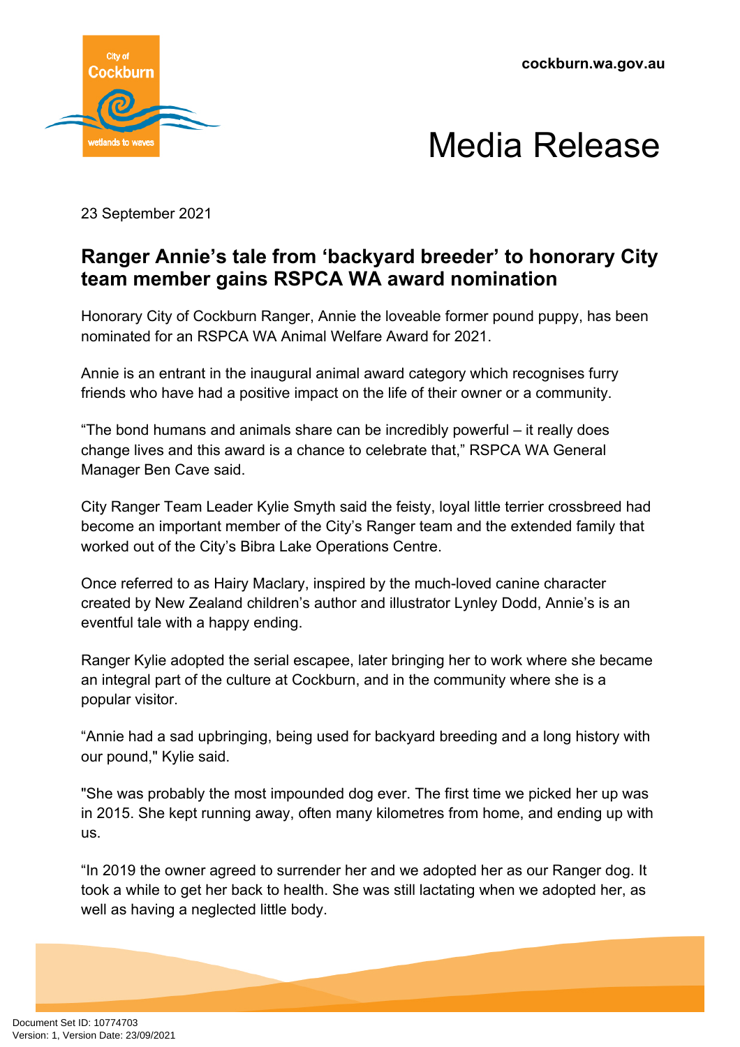cockburn.wa.gov.au

# Media Release

23 September 2021

## Ranger Annie's tale from 'backyard breeder' to honorary City team member gains RSPCA WA award nomination

Honorary City of Cockburn Ranger, Annie the loveable former pound puppy, has been nominated for an RSPCA WA Animal Welfare Award for 2021.

Annie is an entrant in the inaugural animal award category which recognises furry friends who have had a positive impact on the life of their owner or a community.

"The bond humans and animals share can be incredibly powerful – it really does change lives and this award is a chance to celebrate that," RSPCA WA General Manager Ben Cave said.

City Ranger Team Leader Kylie Smyth said the feisty, loyal little terrier crossbreed had become an important member of the City's Ranger team and the extended family that worked out of the City's Bibra Lake Operations Centre.

Once referred to as Hairy Maclary, inspired by the much-loved canine character created by New Zealand children's author and illustrator Lynley Dodd, Annie's is an eventful tale with a happy ending.

Ranger Kylie adopted the serial escapee, later bringing her to work where she became an integral part of the culture at Cockburn, and in the community where she is a popular visitor.

"Annie had a sad upbringing, being used for backyard breeding and a long history with our pound," Kylie said.

"She was probably the most impounded dog ever. The first time we picked her up was in 2015. She kept running away, often many kilometres from home, and ending up with us.

"In 2019 the owner agreed to surrender her and we adopted her as our Ranger dog. It took a while to get her back to health. She was still lactating when we adopted her, as well as having a neglected little body.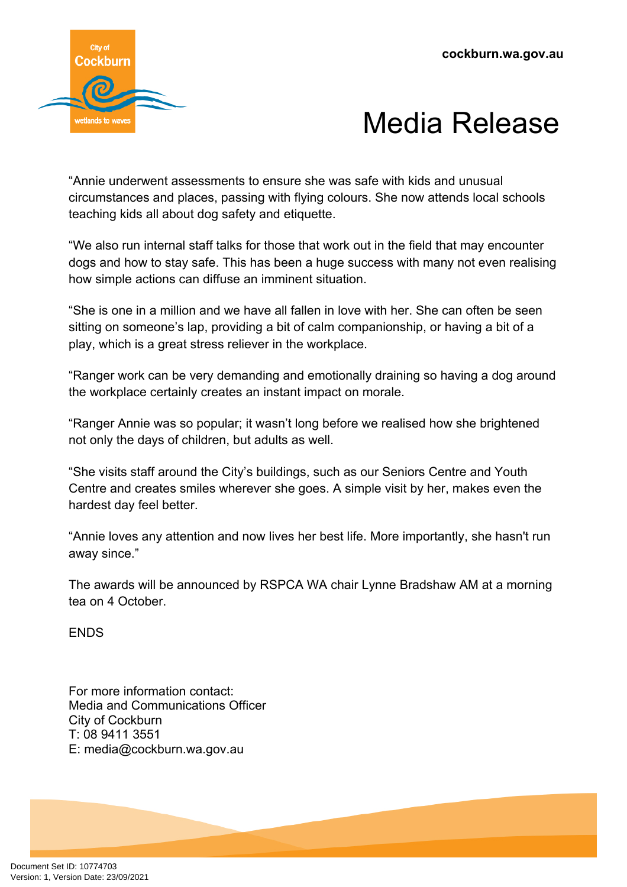"Annie underwent assessments to ensure she was safe with kids and unusual circumstances and places, passing with flying colours. She now attends local schools teaching kids all about dog safety and etiquette.

"We also run internal staff talks for those that work out in the field that may encounter dogs and how to stay safe. This has been a huge success with many not even realising how simple actions can diffuse an imminent situation.

"She is one in a million and we have all fallen in love with her. She can often be seen sitting on someone's lap, providing a bit of calm companionship, or having a bit of a play, which is a great stress reliever in the workplace.

"Ranger work can be very demanding and emotionally draining so having a dog around the workplace certainly creates an instant impact on morale.

"Ranger Annie was so popular; it wasn't long before we realised how she brightened not only the days of children, but adults as well.

"She visits staff around the City's buildings, such as our Seniors Centre and Youth Centre and creates smiles wherever she goes. A simple visit by her, makes even the hardest day feel better.

"Annie loves any attention and now lives her best life. More importantly, she hasn't run away since."

The awards will be announced by RSPCA WA chair Lynne Bradshaw AM at a morning tea on 4 October.

ENDS

For more information contact:
Media and Communications Officer
City of Cockburn
T: 08 9411 3551
E: media@cockburn.wa.gov.au